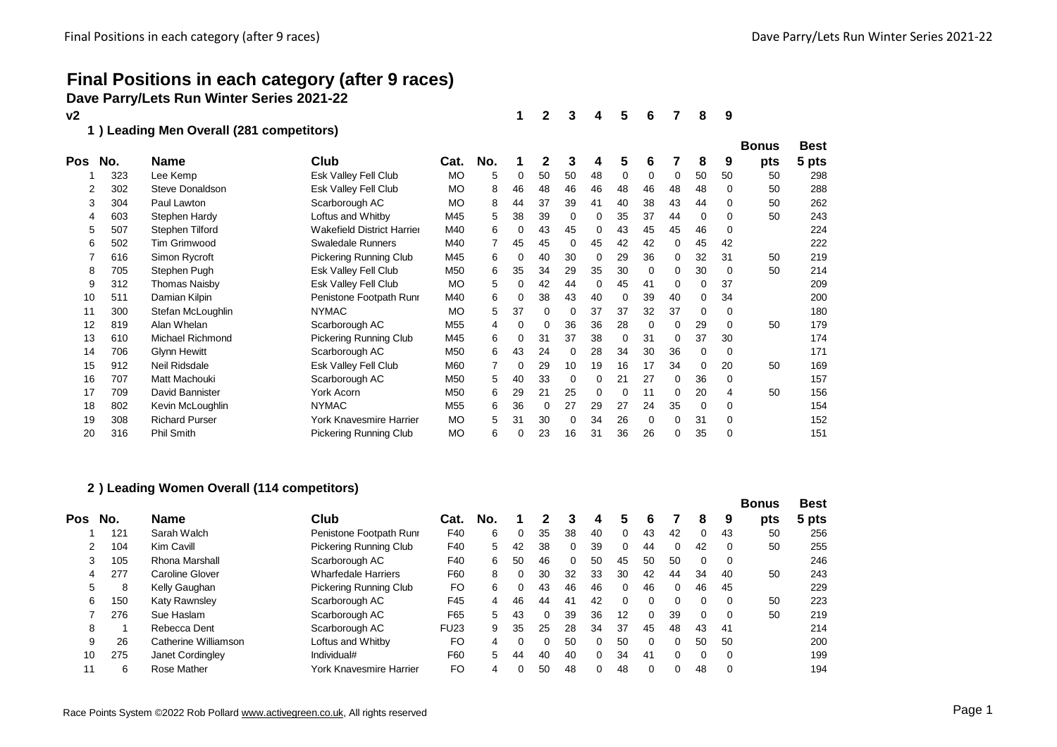# Final Positions in each category (after 9 races)

## Dave Parry/Lets Run Winter Series 2021-22

v2

### 1 ) Leading Men Overall (281 competitors)

| Pos | No. | Name | Club | Cat. | No. | 1 | 2 | 3 | 4 | 5 | 6 | 7 | 8 | 9 | Bonus pts | Best 5 pts |
|---|---|---|---|---|---|---|---|---|---|---|---|---|---|---|---|---|
| 1 | 323 | Lee Kemp | Esk Valley Fell Club | MO | 5 | 0 | 50 | 50 | 48 | 0 | 0 | 0 | 50 | 50 | 50 | 298 |
| 2 | 302 | Steve Donaldson | Esk Valley Fell Club | MO | 8 | 46 | 48 | 46 | 46 | 48 | 46 | 48 | 48 | 0 | 50 | 288 |
| 3 | 304 | Paul Lawton | Scarborough AC | MO | 8 | 44 | 37 | 39 | 41 | 40 | 38 | 43 | 44 | 0 | 50 | 262 |
| 4 | 603 | Stephen Hardy | Loftus and Whitby | M45 | 5 | 38 | 39 | 0 | 0 | 35 | 37 | 44 | 0 | 0 | 50 | 243 |
| 5 | 507 | Stephen Tilford | Wakefield District Harrier | M40 | 6 | 0 | 43 | 45 | 0 | 43 | 45 | 45 | 46 | 0 | | 224 |
| 6 | 502 | Tim Grimwood | Swaledale Runners | M40 | 7 | 45 | 45 | 0 | 45 | 42 | 42 | 0 | 45 | 42 | | 222 |
| 7 | 616 | Simon Rycroft | Pickering Running Club | M45 | 6 | 0 | 40 | 30 | 0 | 29 | 36 | 0 | 32 | 31 | 50 | 219 |
| 8 | 705 | Stephen Pugh | Esk Valley Fell Club | M50 | 6 | 35 | 34 | 29 | 35 | 30 | 0 | 0 | 30 | 0 | 50 | 214 |
| 9 | 312 | Thomas Naisby | Esk Valley Fell Club | MO | 5 | 0 | 42 | 44 | 0 | 45 | 41 | 0 | 0 | 37 | | 209 |
| 10 | 511 | Damian Kilpin | Penistone Footpath Runr | M40 | 6 | 0 | 38 | 43 | 40 | 0 | 39 | 40 | 0 | 34 | | 200 |
| 11 | 300 | Stefan McLoughlin | NYMAC | MO | 5 | 37 | 0 | 0 | 37 | 37 | 32 | 37 | 0 | 0 | | 180 |
| 12 | 819 | Alan Whelan | Scarborough AC | M55 | 4 | 0 | 0 | 36 | 36 | 28 | 0 | 0 | 29 | 0 | 50 | 179 |
| 13 | 610 | Michael Richmond | Pickering Running Club | M45 | 6 | 0 | 31 | 37 | 38 | 0 | 31 | 0 | 37 | 30 | | 174 |
| 14 | 706 | Glynn Hewitt | Scarborough AC | M50 | 6 | 43 | 24 | 0 | 28 | 34 | 30 | 36 | 0 | 0 | | 171 |
| 15 | 912 | Neil Ridsdale | Esk Valley Fell Club | M60 | 7 | 0 | 29 | 10 | 19 | 16 | 17 | 34 | 0 | 20 | 50 | 169 |
| 16 | 707 | Matt Machouki | Scarborough AC | M50 | 5 | 40 | 33 | 0 | 0 | 21 | 27 | 0 | 36 | 0 | | 157 |
| 17 | 709 | David Bannister | York Acorn | M50 | 6 | 29 | 21 | 25 | 0 | 0 | 11 | 0 | 20 | 4 | 50 | 156 |
| 18 | 802 | Kevin McLoughlin | NYMAC | M55 | 6 | 36 | 0 | 27 | 29 | 27 | 24 | 35 | 0 | 0 | | 154 |
| 19 | 308 | Richard Purser | York Knavesmire Harrier | MO | 5 | 31 | 30 | 0 | 34 | 26 | 0 | 0 | 31 | 0 | | 152 |
| 20 | 316 | Phil Smith | Pickering Running Club | MO | 6 | 0 | 23 | 16 | 31 | 36 | 26 | 0 | 35 | 0 | | 151 |

### 2 ) Leading Women Overall (114 competitors)

| Pos | No. | Name | Club | Cat. | No. | 1 | 2 | 3 | 4 | 5 | 6 | 7 | 8 | 9 | Bonus pts | Best 5 pts |
|---|---|---|---|---|---|---|---|---|---|---|---|---|---|---|---|---|
| 1 | 121 | Sarah Walch | Penistone Footpath Runr | F40 | 6 | 0 | 35 | 38 | 40 | 0 | 43 | 42 | 0 | 43 | 50 | 256 |
| 2 | 104 | Kim Cavill | Pickering Running Club | F40 | 5 | 42 | 38 | 0 | 39 | 0 | 44 | 0 | 42 | 0 | 50 | 255 |
| 3 | 105 | Rhona Marshall | Scarborough AC | F40 | 6 | 50 | 46 | 0 | 50 | 45 | 50 | 50 | 0 | 0 | | 246 |
| 4 | 277 | Caroline Glover | Wharfedale Harriers | F60 | 8 | 0 | 30 | 32 | 33 | 30 | 42 | 44 | 34 | 40 | 50 | 243 |
| 5 | 8 | Kelly Gaughan | Pickering Running Club | FO | 6 | 0 | 43 | 46 | 46 | 0 | 46 | 0 | 46 | 45 | | 229 |
| 6 | 150 | Katy Rawnsley | Scarborough AC | F45 | 4 | 46 | 44 | 41 | 42 | 0 | 0 | 0 | 0 | 0 | 50 | 223 |
| 7 | 276 | Sue Haslam | Scarborough AC | F65 | 5 | 43 | 0 | 39 | 36 | 12 | 0 | 39 | 0 | 0 | 50 | 219 |
| 8 | 1 | Rebecca Dent | Scarborough AC | FU23 | 9 | 35 | 25 | 28 | 34 | 37 | 45 | 48 | 43 | 41 | | 214 |
| 9 | 26 | Catherine Williamson | Loftus and Whitby | FO | 4 | 0 | 0 | 50 | 0 | 50 | 0 | 0 | 50 | 50 | | 200 |
| 10 | 275 | Janet Cordingley | Individual# | F60 | 5 | 44 | 40 | 40 | 0 | 34 | 41 | 0 | 0 | 0 | | 199 |
| 11 | 6 | Rose Mather | York Knavesmire Harrier | FO | 4 | 0 | 50 | 48 | 0 | 48 | 0 | 0 | 48 | 0 | | 194 |

Race Points System ©2022 Rob Pollard www.activegreen.co.uk, All rights reserved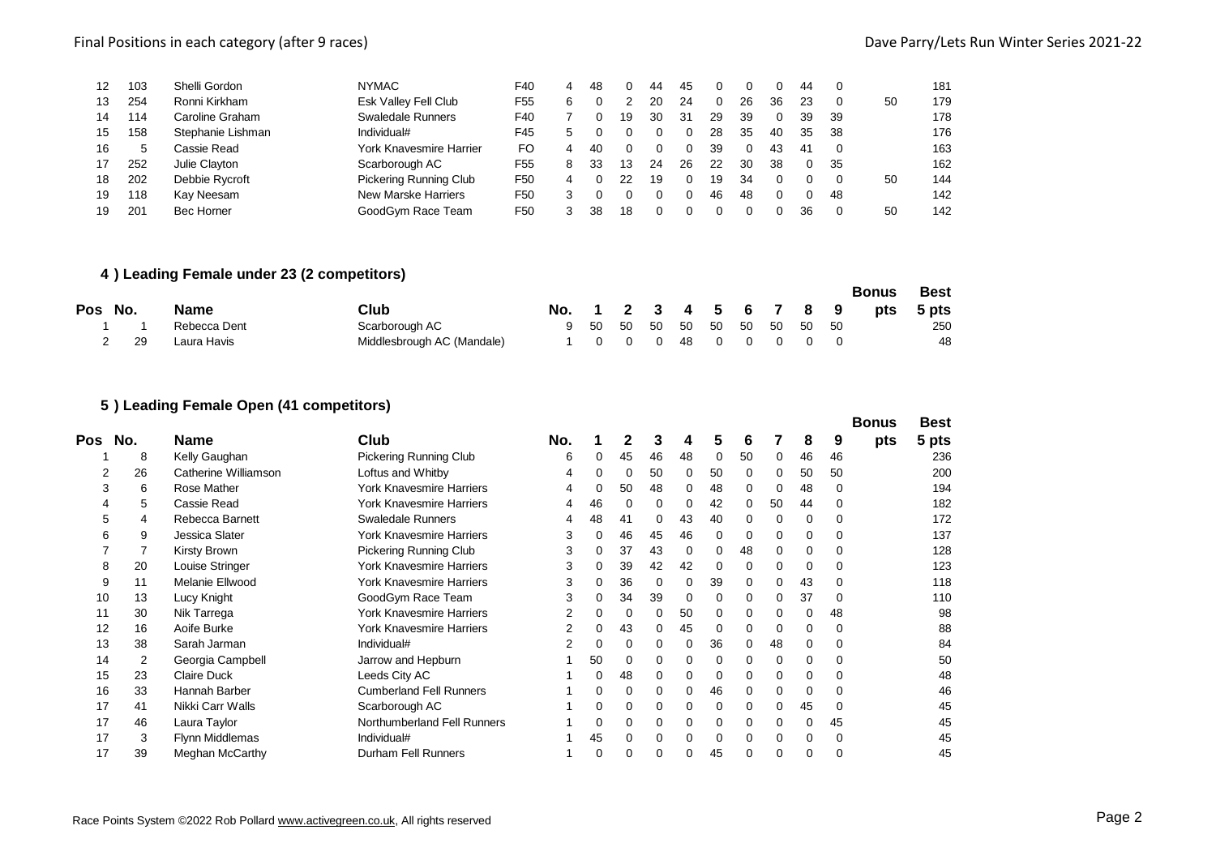| Pos | No. | Name | Club | Cat | No. | 1 | 2 | 3 | 4 | 5 | 6 | 7 | 8 | 9 | Bonus pts | Best 5 pts |
|---|---|---|---|---|---|---|---|---|---|---|---|---|---|---|---|---|
| 12 | 103 | Shelli Gordon | NYMAC | F40 | 4 | 48 | 0 | 44 | 45 | 0 | 0 | 0 | 44 | 0 | | 181 |
| 13 | 254 | Ronni Kirkham | Esk Valley Fell Club | F55 | 6 | 0 | 2 | 20 | 24 | 0 | 26 | 36 | 23 | 0 | 50 | 179 |
| 14 | 114 | Caroline Graham | Swaledale Runners | F40 | 7 | 0 | 19 | 30 | 31 | 29 | 39 | 0 | 39 | 39 | | 178 |
| 15 | 158 | Stephanie Lishman | Individual# | F45 | 5 | 0 | 0 | 0 | 0 | 28 | 35 | 40 | 35 | 38 | | 176 |
| 16 | 5 | Cassie Read | York Knavesmire Harrier | FO | 4 | 40 | 0 | 0 | 0 | 39 | 0 | 43 | 41 | 0 | | 163 |
| 17 | 252 | Julie Clayton | Scarborough AC | F55 | 8 | 33 | 13 | 24 | 26 | 22 | 30 | 38 | 0 | 35 | | 162 |
| 18 | 202 | Debbie Rycroft | Pickering Running Club | F50 | 4 | 0 | 22 | 19 | 0 | 19 | 34 | 0 | 0 | 0 | 50 | 144 |
| 19 | 118 | Kay Neesam | New Marske Harriers | F50 | 3 | 0 | 0 | 0 | 0 | 46 | 48 | 0 | 0 | 48 | | 142 |
| 19 | 201 | Bec Horner | GoodGym Race Team | F50 | 3 | 38 | 18 | 0 | 0 | 0 | 0 | 0 | 36 | 0 | 50 | 142 |

## 4 ) Leading Female under 23 (2 competitors)

| Pos | No. | Name | Club | No. | 1 | 2 | 3 | 4 | 5 | 6 | 7 | 8 | 9 | Bonus pts | Best 5 pts |
|---|---|---|---|---|---|---|---|---|---|---|---|---|---|---|---|
| 1 | 1 | Rebecca Dent | Scarborough AC | 9 | 50 | 50 | 50 | 50 | 50 | 50 | 50 | 50 | 50 | | 250 |
| 2 | 29 | Laura Havis | Middlesbrough AC (Mandale) | 1 | 0 | 0 | 0 | 48 | 0 | 0 | 0 | 0 | 0 | | 48 |

## 5 ) Leading Female Open (41 competitors)

| Pos | No. | Name | Club | No. | 1 | 2 | 3 | 4 | 5 | 6 | 7 | 8 | 9 | Bonus pts | Best 5 pts |
|---|---|---|---|---|---|---|---|---|---|---|---|---|---|---|---|
| 1 | 8 | Kelly Gaughan | Pickering Running Club | 6 | 0 | 45 | 46 | 48 | 0 | 50 | 0 | 46 | 46 | | 236 |
| 2 | 26 | Catherine Williamson | Loftus and Whitby | 4 | 0 | 0 | 50 | 0 | 50 | 0 | 0 | 50 | 50 | | 200 |
| 3 | 6 | Rose Mather | York Knavesmire Harriers | 4 | 0 | 50 | 48 | 0 | 48 | 0 | 0 | 48 | 0 | | 194 |
| 4 | 5 | Cassie Read | York Knavesmire Harriers | 4 | 46 | 0 | 0 | 0 | 42 | 0 | 50 | 44 | 0 | | 182 |
| 5 | 4 | Rebecca Barnett | Swaledale Runners | 4 | 48 | 41 | 0 | 43 | 40 | 0 | 0 | 0 | 0 | | 172 |
| 6 | 9 | Jessica Slater | York Knavesmire Harriers | 3 | 0 | 46 | 45 | 46 | 0 | 0 | 0 | 0 | 0 | | 137 |
| 7 | 7 | Kirsty Brown | Pickering Running Club | 3 | 0 | 37 | 43 | 0 | 0 | 48 | 0 | 0 | 0 | | 128 |
| 8 | 20 | Louise Stringer | York Knavesmire Harriers | 3 | 0 | 39 | 42 | 42 | 0 | 0 | 0 | 0 | 0 | | 123 |
| 9 | 11 | Melanie Ellwood | York Knavesmire Harriers | 3 | 0 | 36 | 0 | 0 | 39 | 0 | 0 | 43 | 0 | | 118 |
| 10 | 13 | Lucy Knight | GoodGym Race Team | 3 | 0 | 34 | 39 | 0 | 0 | 0 | 0 | 37 | 0 | | 110 |
| 11 | 30 | Nik Tarrega | York Knavesmire Harriers | 2 | 0 | 0 | 0 | 50 | 0 | 0 | 0 | 0 | 48 | | 98 |
| 12 | 16 | Aoife Burke | York Knavesmire Harriers | 2 | 0 | 43 | 0 | 45 | 0 | 0 | 0 | 0 | 0 | | 88 |
| 13 | 38 | Sarah Jarman | Individual# | 2 | 0 | 0 | 0 | 0 | 36 | 0 | 48 | 0 | 0 | | 84 |
| 14 | 2 | Georgia Campbell | Jarrow and Hepburn | 1 | 50 | 0 | 0 | 0 | 0 | 0 | 0 | 0 | 0 | | 50 |
| 15 | 23 | Claire Duck | Leeds City AC | 1 | 0 | 48 | 0 | 0 | 0 | 0 | 0 | 0 | 0 | | 48 |
| 16 | 33 | Hannah Barber | Cumberland Fell Runners | 1 | 0 | 0 | 0 | 0 | 46 | 0 | 0 | 0 | 0 | | 46 |
| 17 | 41 | Nikki Carr Walls | Scarborough AC | 1 | 0 | 0 | 0 | 0 | 0 | 0 | 0 | 45 | 0 | | 45 |
| 17 | 46 | Laura Taylor | Northumberland Fell Runners | 1 | 0 | 0 | 0 | 0 | 0 | 0 | 0 | 0 | 45 | | 45 |
| 17 | 3 | Flynn Middlemas | Individual# | 1 | 45 | 0 | 0 | 0 | 0 | 0 | 0 | 0 | 0 | | 45 |
| 17 | 39 | Meghan McCarthy | Durham Fell Runners | 1 | 0 | 0 | 0 | 0 | 45 | 0 | 0 | 0 | 0 | | 45 |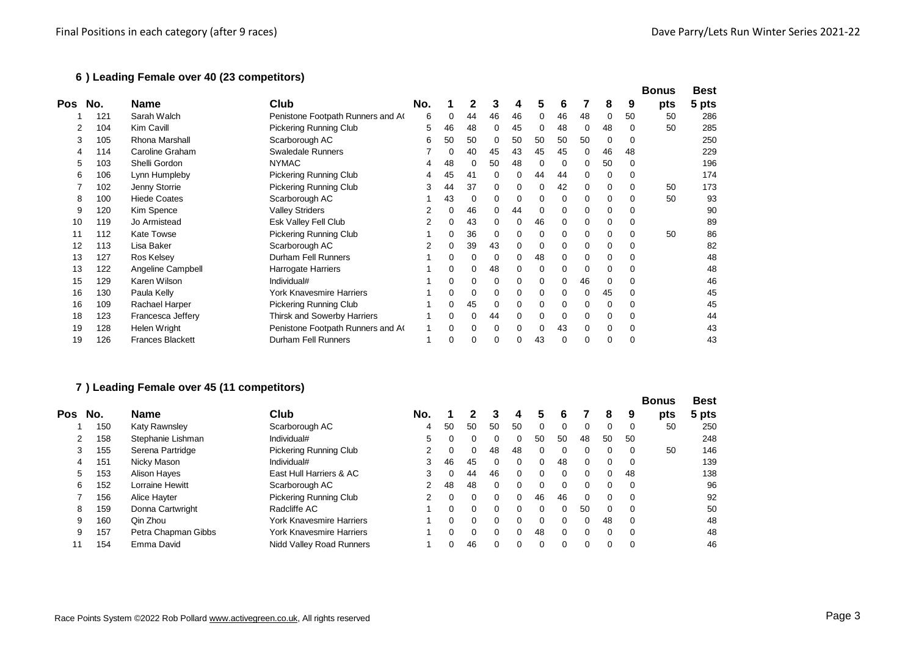## 6 ) Leading Female over 40 (23 competitors)

| Pos | No. | Name | Club | No. | 1 | 2 | 3 | 4 | 5 | 6 | 7 | 8 | 9 | Bonus pts | Best 5 pts |
|---|---|---|---|---|---|---|---|---|---|---|---|---|---|---|---|
| 1 | 121 | Sarah Walch | Penistone Footpath Runners and A( | 6 | 0 | 44 | 46 | 46 | 0 | 46 | 48 | 0 | 50 | 50 | 286 |
| 2 | 104 | Kim Cavill | Pickering Running Club | 5 | 46 | 48 | 0 | 45 | 0 | 48 | 0 | 48 | 0 | 50 | 285 |
| 3 | 105 | Rhona Marshall | Scarborough AC | 6 | 50 | 50 | 0 | 50 | 50 | 50 | 50 | 0 | 0 | | 250 |
| 4 | 114 | Caroline Graham | Swaledale Runners | 7 | 0 | 40 | 45 | 43 | 45 | 45 | 0 | 46 | 48 | | 229 |
| 5 | 103 | Shelli Gordon | NYMAC | 4 | 48 | 0 | 50 | 48 | 0 | 0 | 0 | 50 | 0 | | 196 |
| 6 | 106 | Lynn Humpleby | Pickering Running Club | 4 | 45 | 41 | 0 | 0 | 44 | 44 | 0 | 0 | 0 | | 174 |
| 7 | 102 | Jenny Storrie | Pickering Running Club | 3 | 44 | 37 | 0 | 0 | 0 | 42 | 0 | 0 | 0 | 50 | 173 |
| 8 | 100 | Hiede Coates | Scarborough AC | 1 | 43 | 0 | 0 | 0 | 0 | 0 | 0 | 0 | 0 | 50 | 93 |
| 9 | 120 | Kim Spence | Valley Striders | 2 | 0 | 46 | 0 | 44 | 0 | 0 | 0 | 0 | 0 | | 90 |
| 10 | 119 | Jo Armistead | Esk Valley Fell Club | 2 | 0 | 43 | 0 | 0 | 46 | 0 | 0 | 0 | 0 | | 89 |
| 11 | 112 | Kate Towse | Pickering Running Club | 1 | 0 | 36 | 0 | 0 | 0 | 0 | 0 | 0 | 0 | 50 | 86 |
| 12 | 113 | Lisa Baker | Scarborough AC | 2 | 0 | 39 | 43 | 0 | 0 | 0 | 0 | 0 | 0 | | 82 |
| 13 | 127 | Ros Kelsey | Durham Fell Runners | 1 | 0 | 0 | 0 | 0 | 48 | 0 | 0 | 0 | 0 | | 48 |
| 13 | 122 | Angeline Campbell | Harrogate Harriers | 1 | 0 | 0 | 48 | 0 | 0 | 0 | 0 | 0 | 0 | | 48 |
| 15 | 129 | Karen Wilson | Individual# | 1 | 0 | 0 | 0 | 0 | 0 | 0 | 46 | 0 | 0 | | 46 |
| 16 | 130 | Paula Kelly | York Knavesmire Harriers | 1 | 0 | 0 | 0 | 0 | 0 | 0 | 0 | 45 | 0 | | 45 |
| 16 | 109 | Rachael Harper | Pickering Running Club | 1 | 0 | 45 | 0 | 0 | 0 | 0 | 0 | 0 | 0 | | 45 |
| 18 | 123 | Francesca Jeffery | Thirsk and Sowerby Harriers | 1 | 0 | 0 | 44 | 0 | 0 | 0 | 0 | 0 | 0 | | 44 |
| 19 | 128 | Helen Wright | Penistone Footpath Runners and A( | 1 | 0 | 0 | 0 | 0 | 0 | 43 | 0 | 0 | 0 | | 43 |
| 19 | 126 | Frances Blackett | Durham Fell Runners | 1 | 0 | 0 | 0 | 0 | 43 | 0 | 0 | 0 | 0 | | 43 |

## 7 ) Leading Female over 45 (11 competitors)

| Pos | No. | Name | Club | No. | 1 | 2 | 3 | 4 | 5 | 6 | 7 | 8 | 9 | Bonus pts | Best 5 pts |
|---|---|---|---|---|---|---|---|---|---|---|---|---|---|---|---|
| 1 | 150 | Katy Rawnsley | Scarborough AC | 4 | 50 | 50 | 50 | 50 | 0 | 0 | 0 | 0 | 0 | 50 | 250 |
| 2 | 158 | Stephanie Lishman | Individual# | 5 | 0 | 0 | 0 | 0 | 50 | 50 | 48 | 50 | 50 | | 248 |
| 3 | 155 | Serena Partridge | Pickering Running Club | 2 | 0 | 0 | 48 | 48 | 0 | 0 | 0 | 0 | 0 | 50 | 146 |
| 4 | 151 | Nicky Mason | Individual# | 3 | 46 | 45 | 0 | 0 | 0 | 48 | 0 | 0 | 0 | | 139 |
| 5 | 153 | Alison Hayes | East Hull Harriers & AC | 3 | 0 | 44 | 46 | 0 | 0 | 0 | 0 | 0 | 48 | | 138 |
| 6 | 152 | Lorraine Hewitt | Scarborough AC | 2 | 48 | 48 | 0 | 0 | 0 | 0 | 0 | 0 | 0 | | 96 |
| 7 | 156 | Alice Hayter | Pickering Running Club | 2 | 0 | 0 | 0 | 0 | 46 | 46 | 0 | 0 | 0 | | 92 |
| 8 | 159 | Donna Cartwright | Radcliffe AC | 1 | 0 | 0 | 0 | 0 | 0 | 0 | 50 | 0 | 0 | | 50 |
| 9 | 160 | Qin Zhou | York Knavesmire Harriers | 1 | 0 | 0 | 0 | 0 | 0 | 0 | 0 | 48 | 0 | | 48 |
| 9 | 157 | Petra Chapman Gibbs | York Knavesmire Harriers | 1 | 0 | 0 | 0 | 0 | 48 | 0 | 0 | 0 | 0 | | 48 |
| 11 | 154 | Emma David | Nidd Valley Road Runners | 1 | 0 | 46 | 0 | 0 | 0 | 0 | 0 | 0 | 0 | | 46 |

Race Points System ©2022 Rob Pollard www.activegreen.co.uk, All rights reserved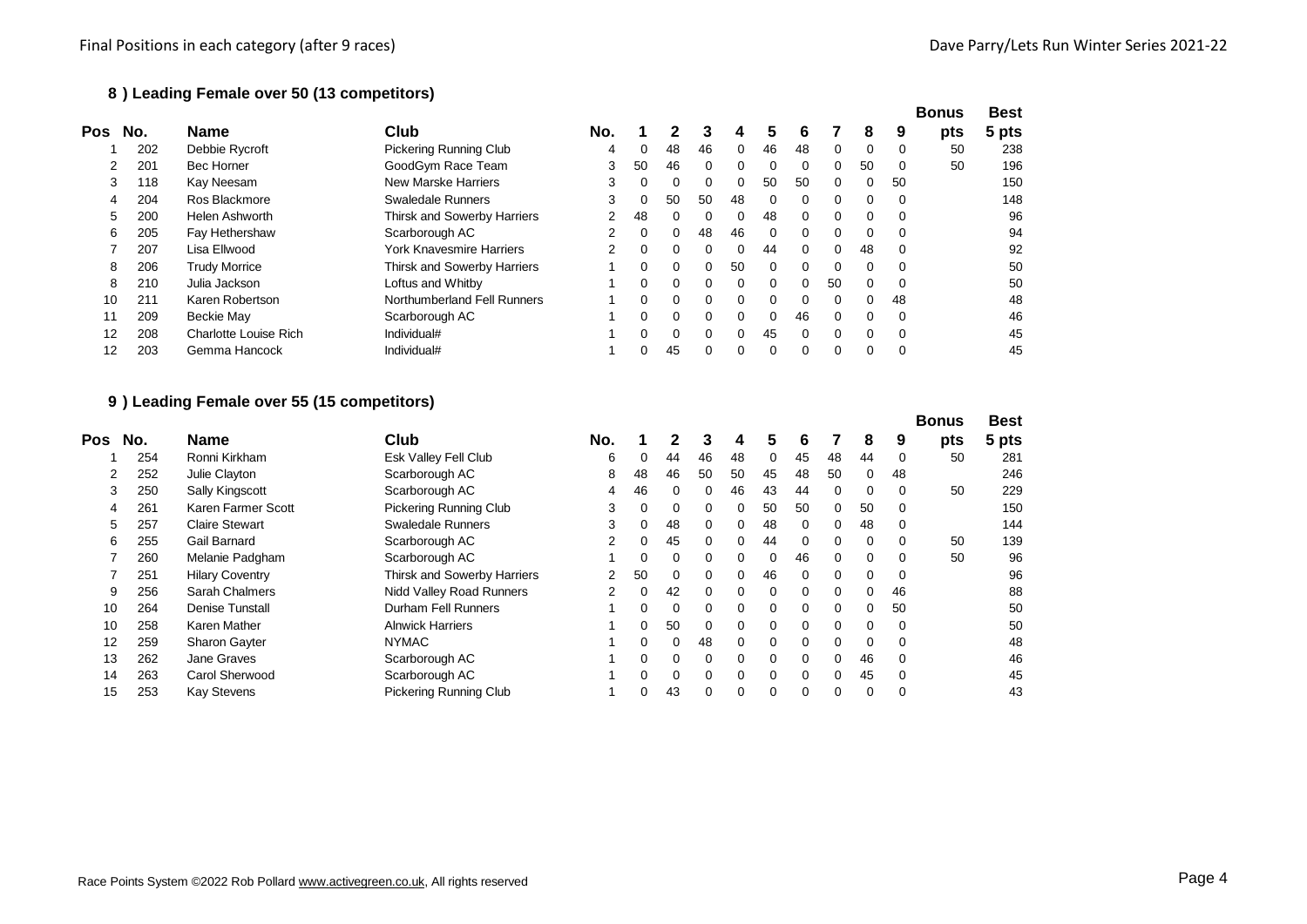## 8 ) Leading Female over 50 (13 competitors)

| Pos | No. | Name | Club | No. | 1 | 2 | 3 | 4 | 5 | 6 | 7 | 8 | 9 | Bonus pts | Best 5 pts |
|---|---|---|---|---|---|---|---|---|---|---|---|---|---|---|---|
| 1 | 202 | Debbie Rycroft | Pickering Running Club | 4 | 0 | 48 | 46 | 0 | 46 | 48 | 0 | 0 | 0 | 50 | 238 |
| 2 | 201 | Bec Horner | GoodGym Race Team | 3 | 50 | 46 | 0 | 0 | 0 | 0 | 0 | 50 | 0 | 50 | 196 |
| 3 | 118 | Kay Neesam | New Marske Harriers | 3 | 0 | 0 | 0 | 0 | 50 | 50 | 0 | 0 | 50 | | 150 |
| 4 | 204 | Ros Blackmore | Swaledale Runners | 3 | 0 | 50 | 50 | 48 | 0 | 0 | 0 | 0 | 0 | | 148 |
| 5 | 200 | Helen Ashworth | Thirsk and Sowerby Harriers | 2 | 48 | 0 | 0 | 0 | 48 | 0 | 0 | 0 | 0 | | 96 |
| 6 | 205 | Fay Hethershaw | Scarborough AC | 2 | 0 | 0 | 48 | 46 | 0 | 0 | 0 | 0 | 0 | | 94 |
| 7 | 207 | Lisa Ellwood | York Knavesmire Harriers | 2 | 0 | 0 | 0 | 0 | 44 | 0 | 0 | 48 | 0 | | 92 |
| 8 | 206 | Trudy Morrice | Thirsk and Sowerby Harriers | 1 | 0 | 0 | 0 | 50 | 0 | 0 | 0 | 0 | 0 | | 50 |
| 8 | 210 | Julia Jackson | Loftus and Whitby | 1 | 0 | 0 | 0 | 0 | 0 | 0 | 50 | 0 | 0 | | 50 |
| 10 | 211 | Karen Robertson | Northumberland Fell Runners | 1 | 0 | 0 | 0 | 0 | 0 | 0 | 0 | 0 | 48 | | 48 |
| 11 | 209 | Beckie May | Scarborough AC | 1 | 0 | 0 | 0 | 0 | 0 | 46 | 0 | 0 | 0 | | 46 |
| 12 | 208 | Charlotte Louise Rich | Individual# | 1 | 0 | 0 | 0 | 0 | 45 | 0 | 0 | 0 | 0 | | 45 |
| 12 | 203 | Gemma Hancock | Individual# | 1 | 0 | 45 | 0 | 0 | 0 | 0 | 0 | 0 | 0 | | 45 |

## 9 ) Leading Female over 55 (15 competitors)

| Pos | No. | Name | Club | No. | 1 | 2 | 3 | 4 | 5 | 6 | 7 | 8 | 9 | Bonus pts | Best 5 pts |
|---|---|---|---|---|---|---|---|---|---|---|---|---|---|---|---|
| 1 | 254 | Ronni Kirkham | Esk Valley Fell Club | 6 | 0 | 44 | 46 | 48 | 0 | 45 | 48 | 44 | 0 | 50 | 281 |
| 2 | 252 | Julie Clayton | Scarborough AC | 8 | 48 | 46 | 50 | 50 | 45 | 48 | 50 | 0 | 48 | | 246 |
| 3 | 250 | Sally Kingscott | Scarborough AC | 4 | 46 | 0 | 0 | 46 | 43 | 44 | 0 | 0 | 0 | 50 | 229 |
| 4 | 261 | Karen Farmer Scott | Pickering Running Club | 3 | 0 | 0 | 0 | 0 | 50 | 50 | 0 | 50 | 0 | | 150 |
| 5 | 257 | Claire Stewart | Swaledale Runners | 3 | 0 | 48 | 0 | 0 | 48 | 0 | 0 | 48 | 0 | | 144 |
| 6 | 255 | Gail Barnard | Scarborough AC | 2 | 0 | 45 | 0 | 0 | 44 | 0 | 0 | 0 | 0 | 50 | 139 |
| 7 | 260 | Melanie Padgham | Scarborough AC | 1 | 0 | 0 | 0 | 0 | 0 | 46 | 0 | 0 | 0 | 50 | 96 |
| 7 | 251 | Hilary Coventry | Thirsk and Sowerby Harriers | 2 | 50 | 0 | 0 | 0 | 46 | 0 | 0 | 0 | 0 | | 96 |
| 9 | 256 | Sarah Chalmers | Nidd Valley Road Runners | 2 | 0 | 42 | 0 | 0 | 0 | 0 | 0 | 0 | 46 | | 88 |
| 10 | 264 | Denise Tunstall | Durham Fell Runners | 1 | 0 | 0 | 0 | 0 | 0 | 0 | 0 | 0 | 50 | | 50 |
| 10 | 258 | Karen Mather | Alnwick Harriers | 1 | 0 | 50 | 0 | 0 | 0 | 0 | 0 | 0 | 0 | | 50 |
| 12 | 259 | Sharon Gayter | NYMAC | 1 | 0 | 0 | 48 | 0 | 0 | 0 | 0 | 0 | 0 | | 48 |
| 13 | 262 | Jane Graves | Scarborough AC | 1 | 0 | 0 | 0 | 0 | 0 | 0 | 0 | 46 | 0 | | 46 |
| 14 | 263 | Carol Sherwood | Scarborough AC | 1 | 0 | 0 | 0 | 0 | 0 | 0 | 0 | 45 | 0 | | 45 |
| 15 | 253 | Kay Stevens | Pickering Running Club | 1 | 0 | 43 | 0 | 0 | 0 | 0 | 0 | 0 | 0 | | 43 |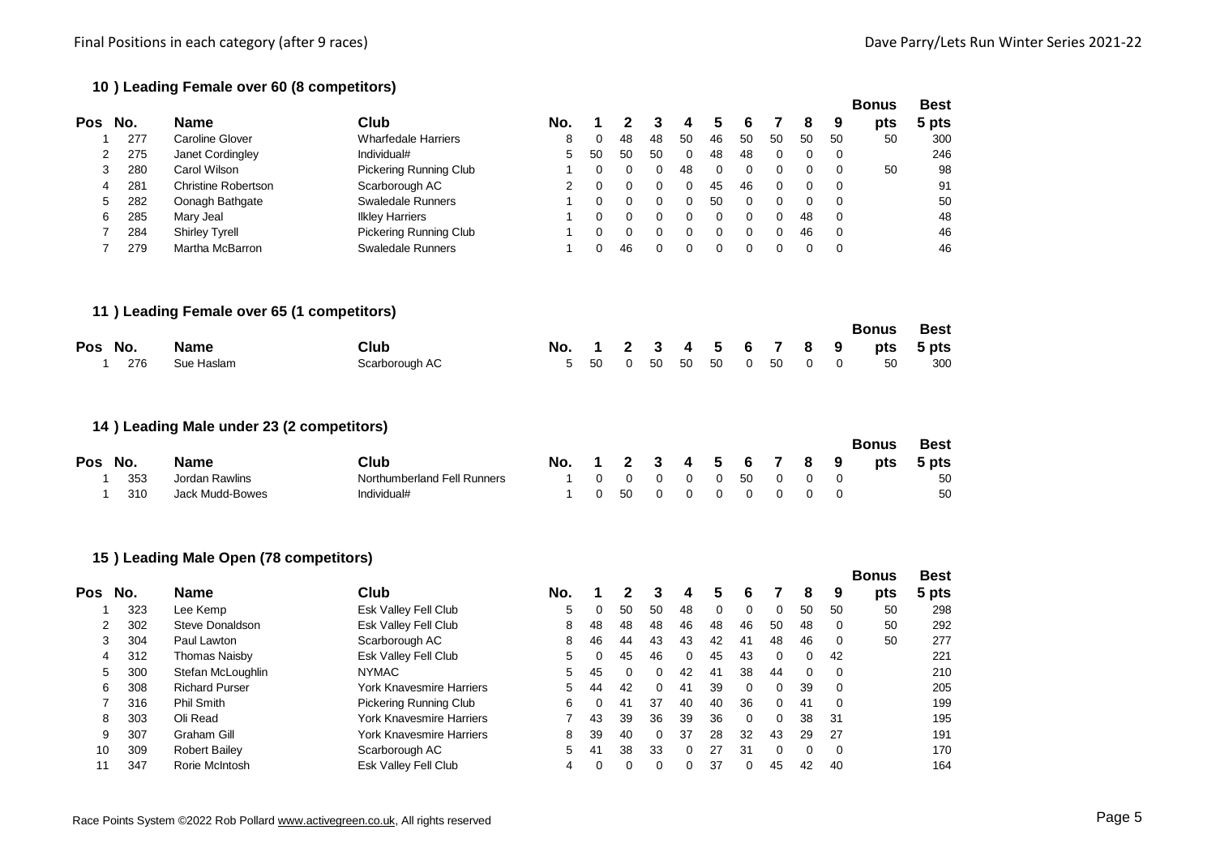### 10 ) Leading Female over 60 (8 competitors)

| Pos | No. | Name | Club | No. | 1 | 2 | 3 | 4 | 5 | 6 | 7 | 8 | 9 | Bonus pts | Best 5 pts |
|---|---|---|---|---|---|---|---|---|---|---|---|---|---|---|---|
| 1 | 277 | Caroline Glover | Wharfedale Harriers | 8 | 0 | 48 | 48 | 50 | 46 | 50 | 50 | 50 | 50 | 50 | 300 |
| 2 | 275 | Janet Cordingley | Individual# | 5 | 50 | 50 | 50 | 0 | 48 | 48 | 0 | 0 | 0 | | 246 |
| 3 | 280 | Carol Wilson | Pickering Running Club | 1 | 0 | 0 | 0 | 48 | 0 | 0 | 0 | 0 | 0 | 50 | 98 |
| 4 | 281 | Christine Robertson | Scarborough AC | 2 | 0 | 0 | 0 | 0 | 45 | 46 | 0 | 0 | 0 | | 91 |
| 5 | 282 | Oonagh Bathgate | Swaledale Runners | 1 | 0 | 0 | 0 | 0 | 50 | 0 | 0 | 0 | 0 | | 50 |
| 6 | 285 | Mary Jeal | Ilkley Harriers | 1 | 0 | 0 | 0 | 0 | 0 | 0 | 0 | 48 | 0 | | 48 |
| 7 | 284 | Shirley Tyrell | Pickering Running Club | 1 | 0 | 0 | 0 | 0 | 0 | 0 | 0 | 46 | 0 | | 46 |
| 7 | 279 | Martha McBarron | Swaledale Runners | 1 | 0 | 46 | 0 | 0 | 0 | 0 | 0 | 0 | 0 | | 46 |

### 11 ) Leading Female over 65 (1 competitors)

| Pos | No. | Name | Club | No. | 1 | 2 | 3 | 4 | 5 | 6 | 7 | 8 | 9 | Bonus pts | Best 5 pts |
|---|---|---|---|---|---|---|---|---|---|---|---|---|---|---|---|
| 1 | 276 | Sue Haslam | Scarborough AC | 5 | 50 | 0 | 50 | 50 | 50 | 0 | 50 | 0 | 0 | 50 | 300 |

### 14 ) Leading Male under 23 (2 competitors)

| Pos | No. | Name | Club | No. | 1 | 2 | 3 | 4 | 5 | 6 | 7 | 8 | 9 | Bonus pts | Best 5 pts |
|---|---|---|---|---|---|---|---|---|---|---|---|---|---|---|---|
| 1 | 353 | Jordan Rawlins | Northumberland Fell Runners | 1 | 0 | 0 | 0 | 0 | 0 | 50 | 0 | 0 | 0 | | 50 |
| 1 | 310 | Jack Mudd-Bowes | Individual# | 1 | 0 | 50 | 0 | 0 | 0 | 0 | 0 | 0 | 0 | | 50 |

### 15 ) Leading Male Open (78 competitors)

| Pos | No. | Name | Club | No. | 1 | 2 | 3 | 4 | 5 | 6 | 7 | 8 | 9 | Bonus pts | Best 5 pts |
|---|---|---|---|---|---|---|---|---|---|---|---|---|---|---|---|
| 1 | 323 | Lee Kemp | Esk Valley Fell Club | 5 | 0 | 50 | 50 | 48 | 0 | 0 | 0 | 50 | 50 | 50 | 298 |
| 2 | 302 | Steve Donaldson | Esk Valley Fell Club | 8 | 48 | 48 | 48 | 46 | 48 | 46 | 50 | 48 | 0 | 50 | 292 |
| 3 | 304 | Paul Lawton | Scarborough AC | 8 | 46 | 44 | 43 | 43 | 42 | 41 | 48 | 46 | 0 | 50 | 277 |
| 4 | 312 | Thomas Naisby | Esk Valley Fell Club | 5 | 0 | 45 | 46 | 0 | 45 | 43 | 0 | 0 | 42 | | 221 |
| 5 | 300 | Stefan McLoughlin | NYMAC | 5 | 45 | 0 | 0 | 42 | 41 | 38 | 44 | 0 | 0 | | 210 |
| 6 | 308 | Richard Purser | York Knavesmire Harriers | 5 | 44 | 42 | 0 | 41 | 39 | 0 | 0 | 39 | 0 | | 205 |
| 7 | 316 | Phil Smith | Pickering Running Club | 6 | 0 | 41 | 37 | 40 | 40 | 36 | 0 | 41 | 0 | | 199 |
| 8 | 303 | Oli Read | York Knavesmire Harriers | 7 | 43 | 39 | 36 | 39 | 36 | 0 | 0 | 38 | 31 | | 195 |
| 9 | 307 | Graham Gill | York Knavesmire Harriers | 8 | 39 | 40 | 0 | 37 | 28 | 32 | 43 | 29 | 27 | | 191 |
| 10 | 309 | Robert Bailey | Scarborough AC | 5 | 41 | 38 | 33 | 0 | 27 | 31 | 0 | 0 | 0 | | 170 |
| 11 | 347 | Rorie McIntosh | Esk Valley Fell Club | 4 | 0 | 0 | 0 | 0 | 37 | 0 | 45 | 42 | 40 | | 164 |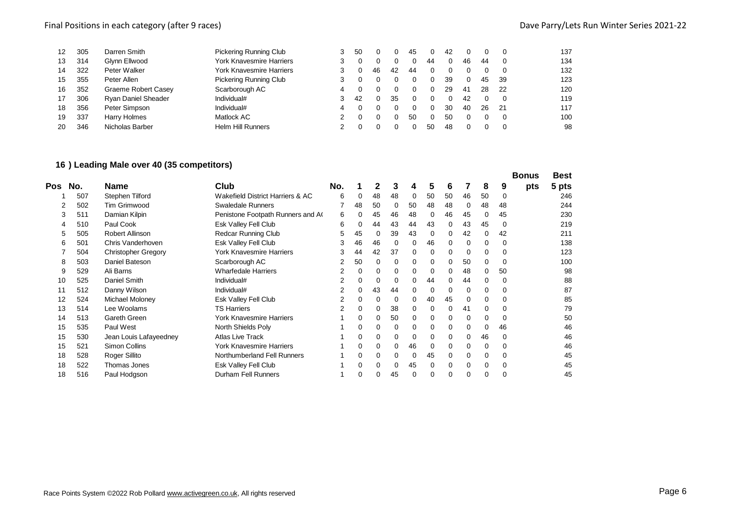| 12 | 305 | Darren Smith | Pickering Running Club | 3 | 50 | 0 | 0 | 45 | 0 | 42 | 0 | 0 | 0 | | 137 |
|---|---|---|---|---|---|---|---|---|---|---|---|---|---|---|---|
| 13 | 314 | Glynn Ellwood | York Knavesmire Harriers | 3 | 0 | 0 | 0 | 0 | 44 | 0 | 46 | 44 | 0 | | 134 |
| 14 | 322 | Peter Walker | York Knavesmire Harriers | 3 | 0 | 46 | 42 | 44 | 0 | 0 | 0 | 0 | 0 | | 132 |
| 15 | 355 | Peter Allen | Pickering Running Club | 3 | 0 | 0 | 0 | 0 | 0 | 39 | 0 | 45 | 39 | | 123 |
| 16 | 352 | Graeme Robert Casey | Scarborough AC | 4 | 0 | 0 | 0 | 0 | 0 | 29 | 41 | 28 | 22 | | 120 |
| 17 | 306 | Ryan Daniel Sheader | Individual# | 3 | 42 | 0 | 35 | 0 | 0 | 0 | 42 | 0 | 0 | | 119 |
| 18 | 356 | Peter Simpson | Individual# | 4 | 0 | 0 | 0 | 0 | 0 | 30 | 40 | 26 | 21 | | 117 |
| 19 | 337 | Harry Holmes | Matlock AC | 2 | 0 | 0 | 0 | 50 | 0 | 50 | 0 | 0 | 0 | | 100 |
| 20 | 346 | Nicholas Barber | Helm Hill Runners | 2 | 0 | 0 | 0 | 0 | 50 | 48 | 0 | 0 | 0 | | 98 |

## 16 ) Leading Male over 40 (35 competitors)

| Pos | No. | Name | Club | No. | 1 | 2 | 3 | 4 | 5 | 6 | 7 | 8 | 9 | Bonus pts | Best 5 pts |
|---|---|---|---|---|---|---|---|---|---|---|---|---|---|---|---|
| 1 | 507 | Stephen Tilford | Wakefield District Harriers & AC | 6 | 0 | 48 | 48 | 0 | 50 | 50 | 46 | 50 | 0 | | 246 |
| 2 | 502 | Tim Grimwood | Swaledale Runners | 7 | 48 | 50 | 0 | 50 | 48 | 48 | 0 | 48 | 48 | | 244 |
| 3 | 511 | Damian Kilpin | Penistone Footpath Runners and A( | 6 | 0 | 45 | 46 | 48 | 0 | 46 | 45 | 0 | 45 | | 230 |
| 4 | 510 | Paul Cook | Esk Valley Fell Club | 6 | 0 | 44 | 43 | 44 | 43 | 0 | 43 | 45 | 0 | | 219 |
| 5 | 505 | Robert Allinson | Redcar Running Club | 5 | 45 | 0 | 39 | 43 | 0 | 0 | 42 | 0 | 42 | | 211 |
| 6 | 501 | Chris Vanderhoven | Esk Valley Fell Club | 3 | 46 | 46 | 0 | 0 | 46 | 0 | 0 | 0 | 0 | | 138 |
| 7 | 504 | Christopher Gregory | York Knavesmire Harriers | 3 | 44 | 42 | 37 | 0 | 0 | 0 | 0 | 0 | 0 | | 123 |
| 8 | 503 | Daniel Bateson | Scarborough AC | 2 | 50 | 0 | 0 | 0 | 0 | 0 | 50 | 0 | 0 | | 100 |
| 9 | 529 | Ali Barns | Wharfedale Harriers | 2 | 0 | 0 | 0 | 0 | 0 | 0 | 48 | 0 | 50 | | 98 |
| 10 | 525 | Daniel Smith | Individual# | 2 | 0 | 0 | 0 | 0 | 44 | 0 | 44 | 0 | 0 | | 88 |
| 11 | 512 | Danny Wilson | Individual# | 2 | 0 | 43 | 44 | 0 | 0 | 0 | 0 | 0 | 0 | | 87 |
| 12 | 524 | Michael Moloney | Esk Valley Fell Club | 2 | 0 | 0 | 0 | 0 | 40 | 45 | 0 | 0 | 0 | | 85 |
| 13 | 514 | Lee Woolams | TS Harriers | 2 | 0 | 0 | 38 | 0 | 0 | 0 | 41 | 0 | 0 | | 79 |
| 14 | 513 | Gareth Green | York Knavesmire Harriers | 1 | 0 | 0 | 50 | 0 | 0 | 0 | 0 | 0 | 0 | | 50 |
| 15 | 535 | Paul West | North Shields Poly | 1 | 0 | 0 | 0 | 0 | 0 | 0 | 0 | 0 | 46 | | 46 |
| 15 | 530 | Jean Louis Lafayeedney | Atlas Live Track | 1 | 0 | 0 | 0 | 0 | 0 | 0 | 0 | 46 | 0 | | 46 |
| 15 | 521 | Simon Collins | York Knavesmire Harriers | 1 | 0 | 0 | 0 | 46 | 0 | 0 | 0 | 0 | 0 | | 46 |
| 18 | 528 | Roger Sillito | Northumberland Fell Runners | 1 | 0 | 0 | 0 | 0 | 45 | 0 | 0 | 0 | 0 | | 45 |
| 18 | 522 | Thomas Jones | Esk Valley Fell Club | 1 | 0 | 0 | 0 | 45 | 0 | 0 | 0 | 0 | 0 | | 45 |
| 18 | 516 | Paul Hodgson | Durham Fell Runners | 1 | 0 | 0 | 45 | 0 | 0 | 0 | 0 | 0 | 0 | | 45 |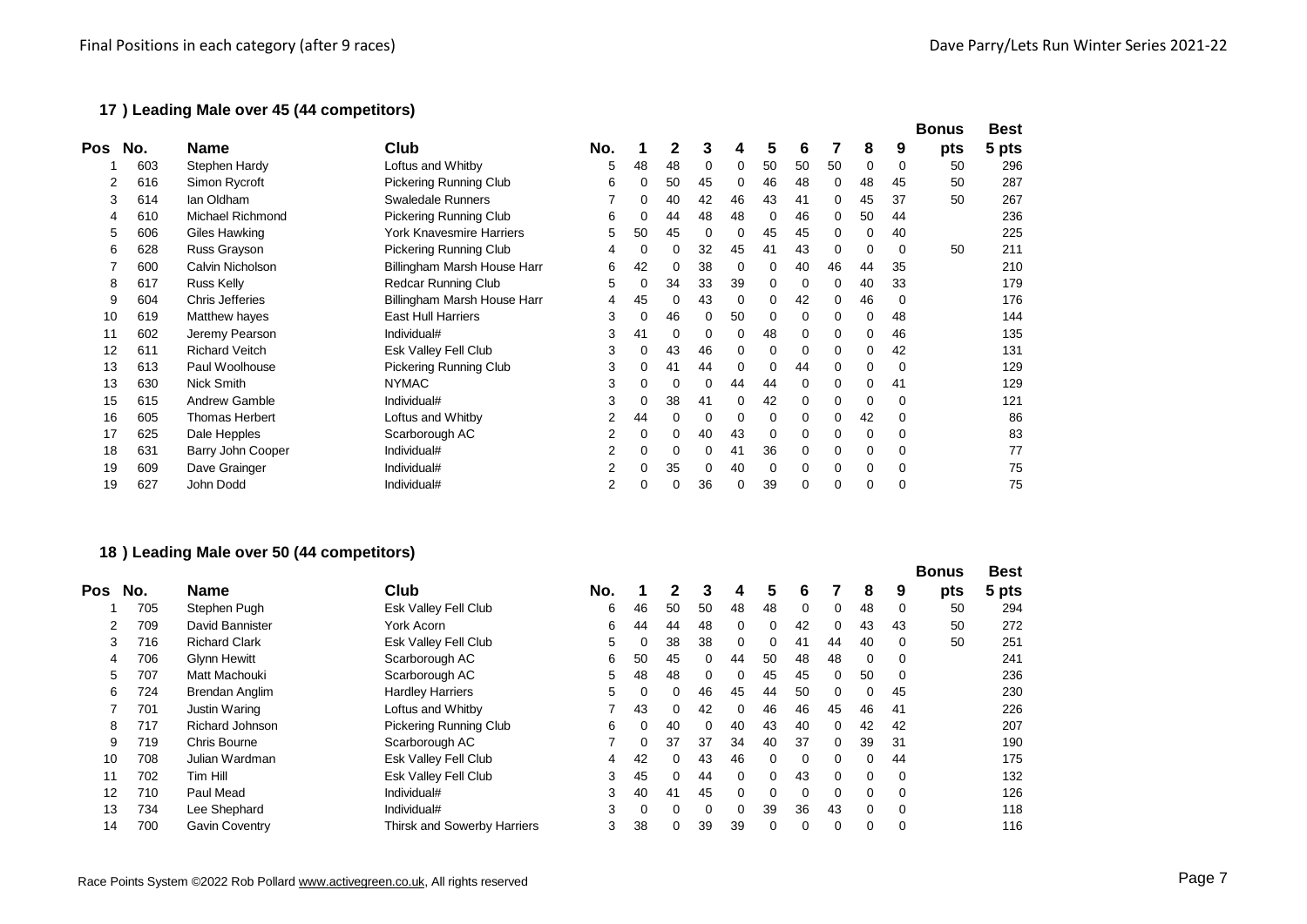Final Positions in each category (after 9 races)

Dave Parry/Lets Run Winter Series 2021-22

## 17 ) Leading Male over 45 (44 competitors)

| Pos | No. | Name | Club | No. | 1 | 2 | 3 | 4 | 5 | 6 | 7 | 8 | 9 | Bonus pts | Best 5 pts |
|---|---|---|---|---|---|---|---|---|---|---|---|---|---|---|---|
| 1 | 603 | Stephen Hardy | Loftus and Whitby | 5 | 48 | 48 | 0 | 0 | 50 | 50 | 50 | 0 | 0 | 50 | 296 |
| 2 | 616 | Simon Rycroft | Pickering Running Club | 6 | 0 | 50 | 45 | 0 | 46 | 48 | 0 | 48 | 45 | 50 | 287 |
| 3 | 614 | Ian Oldham | Swaledale Runners | 7 | 0 | 40 | 42 | 46 | 43 | 41 | 0 | 45 | 37 | 50 | 267 |
| 4 | 610 | Michael Richmond | Pickering Running Club | 6 | 0 | 44 | 48 | 48 | 0 | 46 | 0 | 50 | 44 | | 236 |
| 5 | 606 | Giles Hawking | York Knavesmire Harriers | 5 | 50 | 45 | 0 | 0 | 45 | 45 | 0 | 0 | 40 | | 225 |
| 6 | 628 | Russ Grayson | Pickering Running Club | 4 | 0 | 0 | 32 | 45 | 41 | 43 | 0 | 0 | 0 | 50 | 211 |
| 7 | 600 | Calvin Nicholson | Billingham Marsh House Harr | 6 | 42 | 0 | 38 | 0 | 0 | 40 | 46 | 44 | 35 | | 210 |
| 8 | 617 | Russ Kelly | Redcar Running Club | 5 | 0 | 34 | 33 | 39 | 0 | 0 | 0 | 40 | 33 | | 179 |
| 9 | 604 | Chris Jefferies | Billingham Marsh House Harr | 4 | 45 | 0 | 43 | 0 | 0 | 42 | 0 | 46 | 0 | | 176 |
| 10 | 619 | Matthew hayes | East Hull Harriers | 3 | 0 | 46 | 0 | 50 | 0 | 0 | 0 | 0 | 48 | | 144 |
| 11 | 602 | Jeremy Pearson | Individual# | 3 | 41 | 0 | 0 | 0 | 48 | 0 | 0 | 0 | 46 | | 135 |
| 12 | 611 | Richard Veitch | Esk Valley Fell Club | 3 | 0 | 43 | 46 | 0 | 0 | 0 | 0 | 0 | 42 | | 131 |
| 13 | 613 | Paul Woolhouse | Pickering Running Club | 3 | 0 | 41 | 44 | 0 | 0 | 44 | 0 | 0 | 0 | | 129 |
| 13 | 630 | Nick Smith | NYMAC | 3 | 0 | 0 | 0 | 44 | 44 | 0 | 0 | 0 | 41 | | 129 |
| 15 | 615 | Andrew Gamble | Individual# | 3 | 0 | 38 | 41 | 0 | 42 | 0 | 0 | 0 | 0 | | 121 |
| 16 | 605 | Thomas Herbert | Loftus and Whitby | 2 | 44 | 0 | 0 | 0 | 0 | 0 | 0 | 42 | 0 | | 86 |
| 17 | 625 | Dale Hepples | Scarborough AC | 2 | 0 | 0 | 40 | 43 | 0 | 0 | 0 | 0 | 0 | | 83 |
| 18 | 631 | Barry John Cooper | Individual# | 2 | 0 | 0 | 0 | 41 | 36 | 0 | 0 | 0 | 0 | | 77 |
| 19 | 609 | Dave Grainger | Individual# | 2 | 0 | 35 | 0 | 40 | 0 | 0 | 0 | 0 | 0 | | 75 |
| 19 | 627 | John Dodd | Individual# | 2 | 0 | 0 | 36 | 0 | 39 | 0 | 0 | 0 | 0 | | 75 |

## 18 ) Leading Male over 50 (44 competitors)

| Pos | No. | Name | Club | No. | 1 | 2 | 3 | 4 | 5 | 6 | 7 | 8 | 9 | Bonus pts | Best 5 pts |
|---|---|---|---|---|---|---|---|---|---|---|---|---|---|---|---|
| 1 | 705 | Stephen Pugh | Esk Valley Fell Club | 6 | 46 | 50 | 50 | 48 | 48 | 0 | 0 | 48 | 0 | 50 | 294 |
| 2 | 709 | David Bannister | York Acorn | 6 | 44 | 44 | 48 | 0 | 0 | 42 | 0 | 43 | 43 | 50 | 272 |
| 3 | 716 | Richard Clark | Esk Valley Fell Club | 5 | 0 | 38 | 38 | 0 | 0 | 41 | 44 | 40 | 0 | 50 | 251 |
| 4 | 706 | Glynn Hewitt | Scarborough AC | 6 | 50 | 45 | 0 | 44 | 50 | 48 | 48 | 0 | 0 | | 241 |
| 5 | 707 | Matt Machouki | Scarborough AC | 5 | 48 | 48 | 0 | 0 | 45 | 45 | 0 | 50 | 0 | | 236 |
| 6 | 724 | Brendan Anglim | Hardley Harriers | 5 | 0 | 0 | 46 | 45 | 44 | 50 | 0 | 0 | 45 | | 230 |
| 7 | 701 | Justin Waring | Loftus and Whitby | 7 | 43 | 0 | 42 | 0 | 46 | 46 | 45 | 46 | 41 | | 226 |
| 8 | 717 | Richard Johnson | Pickering Running Club | 6 | 0 | 40 | 0 | 40 | 43 | 40 | 0 | 42 | 42 | | 207 |
| 9 | 719 | Chris Bourne | Scarborough AC | 7 | 0 | 37 | 37 | 34 | 40 | 37 | 0 | 39 | 31 | | 190 |
| 10 | 708 | Julian Wardman | Esk Valley Fell Club | 4 | 42 | 0 | 43 | 46 | 0 | 0 | 0 | 0 | 44 | | 175 |
| 11 | 702 | Tim Hill | Esk Valley Fell Club | 3 | 45 | 0 | 44 | 0 | 0 | 43 | 0 | 0 | 0 | | 132 |
| 12 | 710 | Paul Mead | Individual# | 3 | 40 | 41 | 45 | 0 | 0 | 0 | 0 | 0 | 0 | | 126 |
| 13 | 734 | Lee Shephard | Individual# | 3 | 0 | 0 | 0 | 0 | 39 | 36 | 43 | 0 | 0 | | 118 |
| 14 | 700 | Gavin Coventry | Thirsk and Sowerby Harriers | 3 | 38 | 0 | 39 | 39 | 0 | 0 | 0 | 0 | 0 | | 116 |

Race Points System ©2022 Rob Pollard www.activegreen.co.uk, All rights reserved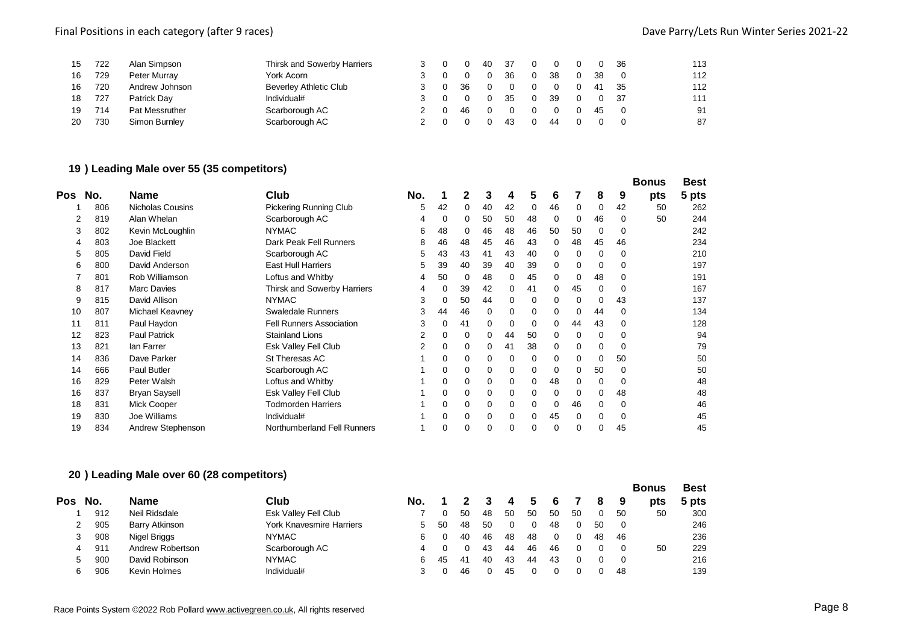| Pos | No. | Name | Club | No. | 1 | 2 | 3 | 4 | 5 | 6 | 7 | 8 | 9 | Bonus pts | Best 5 pts |
|---|---|---|---|---|---|---|---|---|---|---|---|---|---|---|---|
| 15 | 722 | Alan Simpson | Thirsk and Sowerby Harriers | 3 | 0 | 0 | 40 | 37 | 0 | 0 | 0 | 0 | 36 | | 113 |
| 16 | 729 | Peter Murray | York Acorn | 3 | 0 | 0 | 0 | 36 | 0 | 38 | 0 | 38 | 0 | | 112 |
| 16 | 720 | Andrew Johnson | Beverley Athletic Club | 3 | 0 | 36 | 0 | 0 | 0 | 0 | 0 | 41 | 35 | | 112 |
| 18 | 727 | Patrick Day | Individual# | 3 | 0 | 0 | 0 | 35 | 0 | 39 | 0 | 0 | 37 | | 111 |
| 19 | 714 | Pat Messruther | Scarborough AC | 2 | 0 | 46 | 0 | 0 | 0 | 0 | 0 | 45 | 0 | | 91 |
| 20 | 730 | Simon Burnley | Scarborough AC | 2 | 0 | 0 | 0 | 43 | 0 | 44 | 0 | 0 | 0 | | 87 |

## 19 ) Leading Male over 55 (35 competitors)

| Pos | No. | Name | Club | No. | 1 | 2 | 3 | 4 | 5 | 6 | 7 | 8 | 9 | Bonus pts | Best 5 pts |
|---|---|---|---|---|---|---|---|---|---|---|---|---|---|---|---|
| 1 | 806 | Nicholas Cousins | Pickering Running Club | 5 | 42 | 0 | 40 | 42 | 0 | 46 | 0 | 0 | 42 | 50 | 262 |
| 2 | 819 | Alan Whelan | Scarborough AC | 4 | 0 | 0 | 50 | 50 | 48 | 0 | 0 | 46 | 0 | 50 | 244 |
| 3 | 802 | Kevin McLoughlin | NYMAC | 6 | 48 | 0 | 46 | 48 | 46 | 50 | 50 | 0 | 0 | | 242 |
| 4 | 803 | Joe Blackett | Dark Peak Fell Runners | 8 | 46 | 48 | 45 | 46 | 43 | 0 | 48 | 45 | 46 | | 234 |
| 5 | 805 | David Field | Scarborough AC | 5 | 43 | 43 | 41 | 43 | 40 | 0 | 0 | 0 | 0 | | 210 |
| 6 | 800 | David Anderson | East Hull Harriers | 5 | 39 | 40 | 39 | 40 | 39 | 0 | 0 | 0 | 0 | | 197 |
| 7 | 801 | Rob Williamson | Loftus and Whitby | 4 | 50 | 0 | 48 | 0 | 45 | 0 | 0 | 48 | 0 | | 191 |
| 8 | 817 | Marc Davies | Thirsk and Sowerby Harriers | 4 | 0 | 39 | 42 | 0 | 41 | 0 | 45 | 0 | 0 | | 167 |
| 9 | 815 | David Allison | NYMAC | 3 | 0 | 50 | 44 | 0 | 0 | 0 | 0 | 0 | 43 | | 137 |
| 10 | 807 | Michael Keavney | Swaledale Runners | 3 | 44 | 46 | 0 | 0 | 0 | 0 | 0 | 44 | 0 | | 134 |
| 11 | 811 | Paul Haydon | Fell Runners Association | 3 | 0 | 41 | 0 | 0 | 0 | 0 | 44 | 43 | 0 | | 128 |
| 12 | 823 | Paul Patrick | Stainland Lions | 2 | 0 | 0 | 0 | 44 | 50 | 0 | 0 | 0 | 0 | | 94 |
| 13 | 821 | Ian Farrer | Esk Valley Fell Club | 2 | 0 | 0 | 0 | 41 | 38 | 0 | 0 | 0 | 0 | | 79 |
| 14 | 836 | Dave Parker | St Theresas AC | 1 | 0 | 0 | 0 | 0 | 0 | 0 | 0 | 0 | 50 | | 50 |
| 14 | 666 | Paul Butler | Scarborough AC | 1 | 0 | 0 | 0 | 0 | 0 | 0 | 0 | 50 | 0 | | 50 |
| 16 | 829 | Peter Walsh | Loftus and Whitby | 1 | 0 | 0 | 0 | 0 | 0 | 48 | 0 | 0 | 0 | | 48 |
| 16 | 837 | Bryan Saysell | Esk Valley Fell Club | 1 | 0 | 0 | 0 | 0 | 0 | 0 | 0 | 0 | 48 | | 48 |
| 18 | 831 | Mick Cooper | Todmorden Harriers | 1 | 0 | 0 | 0 | 0 | 0 | 0 | 46 | 0 | 0 | | 46 |
| 19 | 830 | Joe Williams | Individual# | 1 | 0 | 0 | 0 | 0 | 0 | 45 | 0 | 0 | 0 | | 45 |
| 19 | 834 | Andrew Stephenson | Northumberland Fell Runners | 1 | 0 | 0 | 0 | 0 | 0 | 0 | 0 | 0 | 45 | | 45 |

## 20 ) Leading Male over 60 (28 competitors)

| Pos | No. | Name | Club | No. | 1 | 2 | 3 | 4 | 5 | 6 | 7 | 8 | 9 | Bonus pts | Best 5 pts |
|---|---|---|---|---|---|---|---|---|---|---|---|---|---|---|---|
| 1 | 912 | Neil Ridsdale | Esk Valley Fell Club | 7 | 0 | 50 | 48 | 50 | 50 | 50 | 50 | 0 | 50 | 50 | 300 |
| 2 | 905 | Barry Atkinson | York Knavesmire Harriers | 5 | 50 | 48 | 50 | 0 | 0 | 48 | 0 | 50 | 0 | | 246 |
| 3 | 908 | Nigel Briggs | NYMAC | 6 | 0 | 40 | 46 | 48 | 48 | 0 | 0 | 48 | 46 | | 236 |
| 4 | 911 | Andrew Robertson | Scarborough AC | 4 | 0 | 0 | 43 | 44 | 46 | 46 | 0 | 0 | 0 | 50 | 229 |
| 5 | 900 | David Robinson | NYMAC | 6 | 45 | 41 | 40 | 43 | 44 | 43 | 0 | 0 | 0 | | 216 |
| 6 | 906 | Kevin Holmes | Individual# | 3 | 0 | 46 | 0 | 45 | 0 | 0 | 0 | 0 | 48 | | 139 |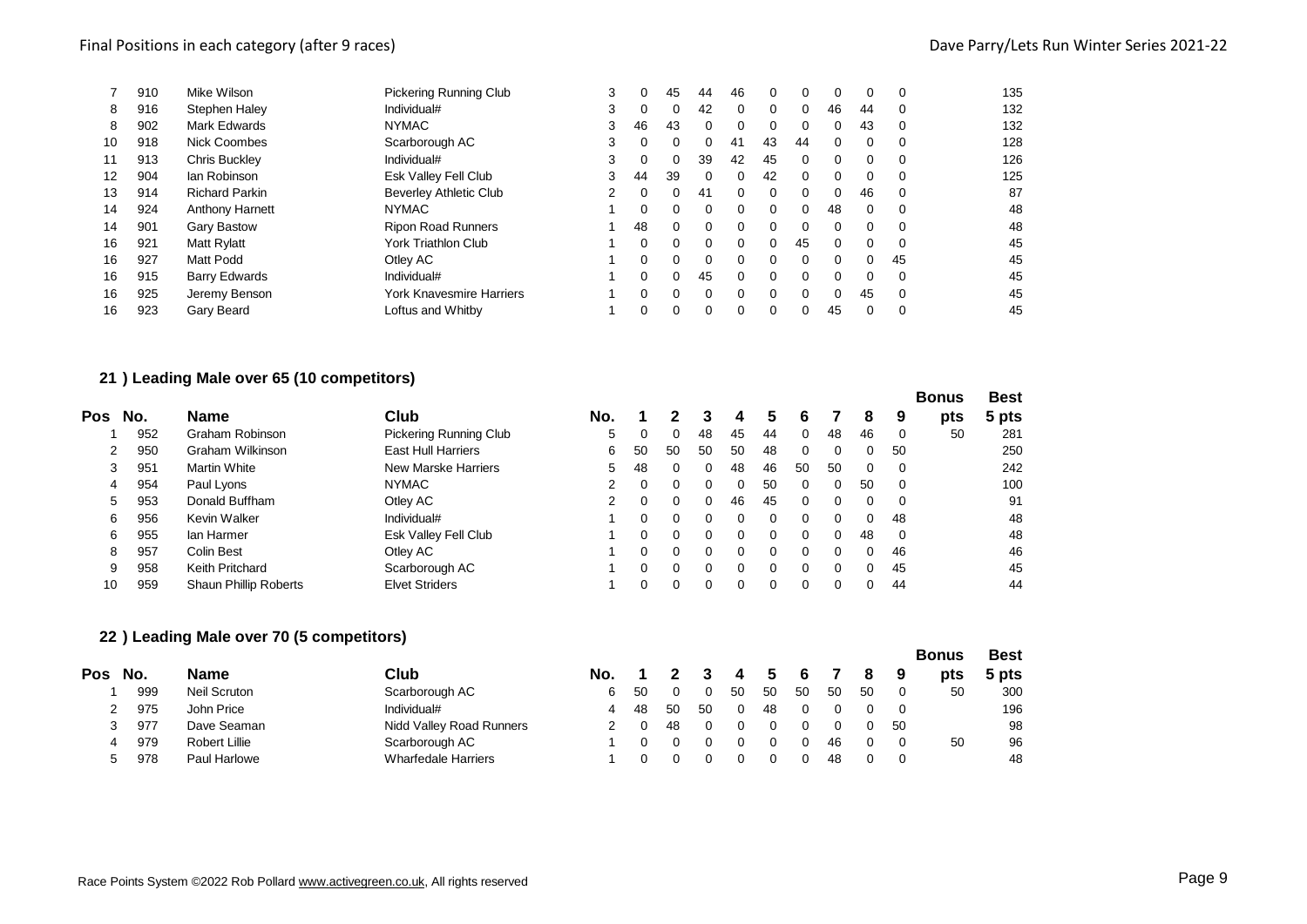| Pos | No. | Name | Club | No. | 1 | 2 | 3 | 4 | 5 | 6 | 7 | 8 | 9 | Bonus pts | Best 5 pts |
|---|---|---|---|---|---|---|---|---|---|---|---|---|---|---|---|
| 7 | 910 | Mike Wilson | Pickering Running Club | 3 | 0 | 45 | 44 | 46 | 0 | 0 | 0 | 0 | 0 | | 135 |
| 8 | 916 | Stephen Haley | Individual# | 3 | 0 | 0 | 42 | 0 | 0 | 0 | 46 | 44 | 0 | | 132 |
| 8 | 902 | Mark Edwards | NYMAC | 3 | 46 | 43 | 0 | 0 | 0 | 0 | 0 | 43 | 0 | | 132 |
| 10 | 918 | Nick Coombes | Scarborough AC | 3 | 0 | 0 | 0 | 41 | 43 | 44 | 0 | 0 | 0 | | 128 |
| 11 | 913 | Chris Buckley | Individual# | 3 | 0 | 0 | 39 | 42 | 45 | 0 | 0 | 0 | 0 | | 126 |
| 12 | 904 | Ian Robinson | Esk Valley Fell Club | 3 | 44 | 39 | 0 | 0 | 42 | 0 | 0 | 0 | 0 | | 125 |
| 13 | 914 | Richard Parkin | Beverley Athletic Club | 2 | 0 | 0 | 41 | 0 | 0 | 0 | 0 | 46 | 0 | | 87 |
| 14 | 924 | Anthony Harnett | NYMAC | 1 | 0 | 0 | 0 | 0 | 0 | 0 | 48 | 0 | 0 | | 48 |
| 14 | 901 | Gary Bastow | Ripon Road Runners | 1 | 48 | 0 | 0 | 0 | 0 | 0 | 0 | 0 | 0 | | 48 |
| 16 | 921 | Matt Rylatt | York Triathlon Club | 1 | 0 | 0 | 0 | 0 | 0 | 45 | 0 | 0 | 0 | | 45 |
| 16 | 927 | Matt Podd | Otley AC | 1 | 0 | 0 | 0 | 0 | 0 | 0 | 0 | 0 | 45 | | 45 |
| 16 | 915 | Barry Edwards | Individual# | 1 | 0 | 0 | 45 | 0 | 0 | 0 | 0 | 0 | 0 | | 45 |
| 16 | 925 | Jeremy Benson | York Knavesmire Harriers | 1 | 0 | 0 | 0 | 0 | 0 | 0 | 0 | 45 | 0 | | 45 |
| 16 | 923 | Gary Beard | Loftus and Whitby | 1 | 0 | 0 | 0 | 0 | 0 | 0 | 45 | 0 | 0 | | 45 |

## 21 ) Leading Male over 65 (10 competitors)

| Pos | No. | Name | Club | No. | 1 | 2 | 3 | 4 | 5 | 6 | 7 | 8 | 9 | Bonus pts | Best 5 pts |
|---|---|---|---|---|---|---|---|---|---|---|---|---|---|---|---|
| 1 | 952 | Graham Robinson | Pickering Running Club | 5 | 0 | 0 | 48 | 45 | 44 | 0 | 48 | 46 | 0 | 50 | 281 |
| 2 | 950 | Graham Wilkinson | East Hull Harriers | 6 | 50 | 50 | 50 | 50 | 48 | 0 | 0 | 0 | 50 | | 250 |
| 3 | 951 | Martin White | New Marske Harriers | 5 | 48 | 0 | 0 | 48 | 46 | 50 | 50 | 0 | 0 | | 242 |
| 4 | 954 | Paul Lyons | NYMAC | 2 | 0 | 0 | 0 | 0 | 50 | 0 | 0 | 50 | 0 | | 100 |
| 5 | 953 | Donald Buffham | Otley AC | 2 | 0 | 0 | 0 | 46 | 45 | 0 | 0 | 0 | 0 | | 91 |
| 6 | 956 | Kevin Walker | Individual# | 1 | 0 | 0 | 0 | 0 | 0 | 0 | 0 | 0 | 48 | | 48 |
| 6 | 955 | Ian Harmer | Esk Valley Fell Club | 1 | 0 | 0 | 0 | 0 | 0 | 0 | 0 | 48 | 0 | | 48 |
| 8 | 957 | Colin Best | Otley AC | 1 | 0 | 0 | 0 | 0 | 0 | 0 | 0 | 0 | 46 | | 46 |
| 9 | 958 | Keith Pritchard | Scarborough AC | 1 | 0 | 0 | 0 | 0 | 0 | 0 | 0 | 0 | 45 | | 45 |
| 10 | 959 | Shaun Phillip Roberts | Elvet Striders | 1 | 0 | 0 | 0 | 0 | 0 | 0 | 0 | 0 | 44 | | 44 |

## 22 ) Leading Male over 70 (5 competitors)

| Pos | No. | Name | Club | No. | 1 | 2 | 3 | 4 | 5 | 6 | 7 | 8 | 9 | Bonus pts | Best 5 pts |
|---|---|---|---|---|---|---|---|---|---|---|---|---|---|---|---|
| 1 | 999 | Neil Scruton | Scarborough AC | 6 | 50 | 0 | 0 | 50 | 50 | 50 | 50 | 50 | 0 | 50 | 300 |
| 2 | 975 | John Price | Individual# | 4 | 48 | 50 | 50 | 0 | 48 | 0 | 0 | 0 | 0 | | 196 |
| 3 | 977 | Dave Seaman | Nidd Valley Road Runners | 2 | 0 | 48 | 0 | 0 | 0 | 0 | 0 | 0 | 50 | | 98 |
| 4 | 979 | Robert Lillie | Scarborough AC | 1 | 0 | 0 | 0 | 0 | 0 | 0 | 46 | 0 | 0 | 50 | 96 |
| 5 | 978 | Paul Harlowe | Wharfedale Harriers | 1 | 0 | 0 | 0 | 0 | 0 | 0 | 48 | 0 | 0 | | 48 |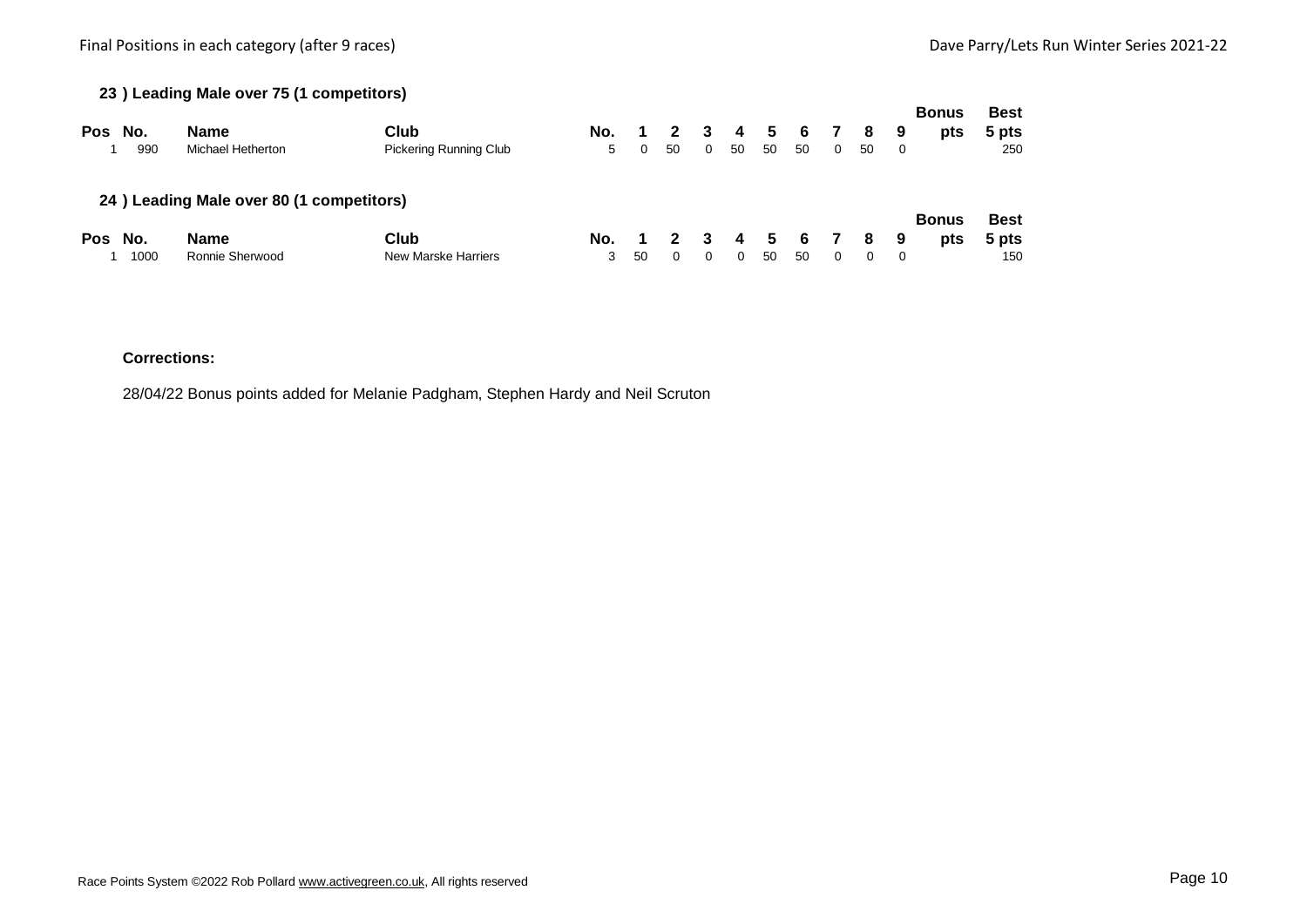### 23 ) Leading Male over 75 (1 competitors)

| Pos | No. | Name | Club | No. | 1 | 2 | 3 | 4 | 5 | 6 | 7 | 8 | 9 | Bonus pts | Best 5 pts |
|---|---|---|---|---|---|---|---|---|---|---|---|---|---|---|---|
| 1 | 990 | Michael Hetherton | Pickering Running Club | 5 | 0 | 50 | 0 | 50 | 50 | 50 | 0 | 50 | 0 | | 250 |

### 24 ) Leading Male over 80 (1 competitors)

| Pos | No. | Name | Club | No. | 1 | 2 | 3 | 4 | 5 | 6 | 7 | 8 | 9 | Bonus pts | Best 5 pts |
|---|---|---|---|---|---|---|---|---|---|---|---|---|---|---|---|
| 1 | 1000 | Ronnie Sherwood | New Marske Harriers | 3 | 50 | 0 | 0 | 0 | 50 | 50 | 0 | 0 | 0 | | 150 |

**Corrections:**

28/04/22 Bonus points added for Melanie Padgham, Stephen Hardy and Neil Scruton